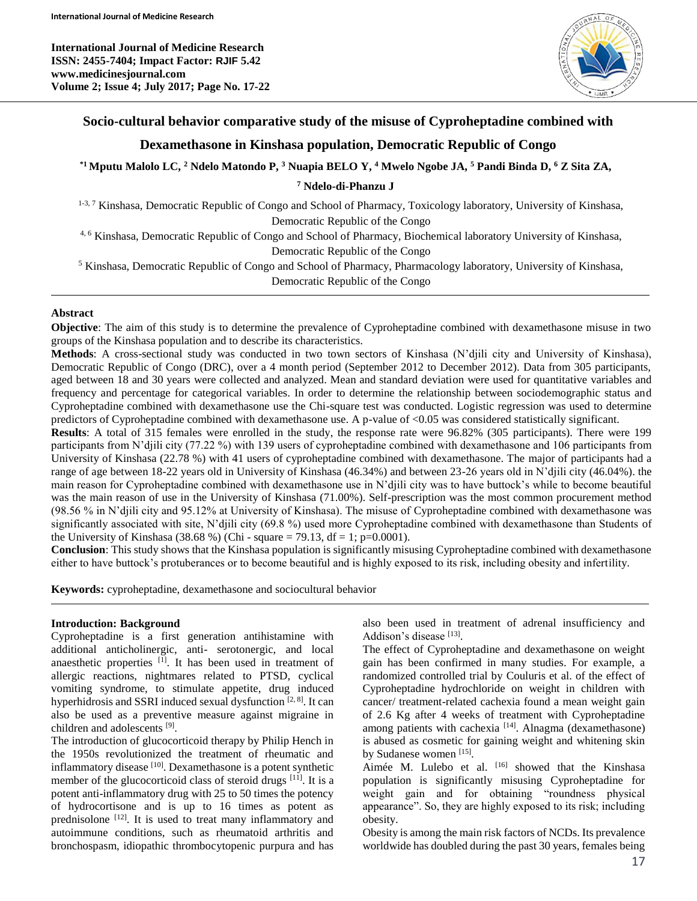# Socio-cultural behavior comparative study of the misuse of Cyproheptadine combined with Dexamethasone in Kinshasa population, Democratic Republic of Congo

**[*1] Mputu Malolo LC, [2] Ndelo Matondo P, [3] Nuapia BELO Y, [4] Mwelo Ngobe JA, [5] Pandi Binda D, [6] Z Sita ZA, [7] Ndelo-di-Phanzu J**

[1-3, 7] Kinshasa, Democratic Republic of Congo and School of Pharmacy, Toxicology laboratory, University of Kinshasa, Democratic Republic of the Congo

[4, 6] Kinshasa, Democratic Republic of Congo and School of Pharmacy, Biochemical laboratory University of Kinshasa, Democratic Republic of the Congo

[5] Kinshasa, Democratic Republic of Congo and School of Pharmacy, Pharmacology laboratory, University of Kinshasa, Democratic Republic of the Congo

## Abstract

**Objective**: The aim of this study is to determine the prevalence of Cyproheptadine combined with dexamethasone misuse in two groups of the Kinshasa population and to describe its characteristics.

**Methods**: A cross-sectional study was conducted in two town sectors of Kinshasa (N'djili city and University of Kinshasa), Democratic Republic of Congo (DRC), over a 4 month period (September 2012 to December 2012). Data from 305 participants, aged between 18 and 30 years were collected and analyzed. Mean and standard deviation were used for quantitative variables and frequency and percentage for categorical variables. In order to determine the relationship between sociodemographic status and Cyproheptadine combined with dexamethasone use the Chi-square test was conducted. Logistic regression was used to determine predictors of Cyproheptadine combined with dexamethasone use. A p-value of $<0.05$ was considered statistically significant.

**Results**: A total of 315 females were enrolled in the study, the response rate were 96.82% (305 participants). There were 199 participants from N'djili city (77.22 %) with 139 users of cyproheptadine combined with dexamethasone and 106 participants from University of Kinshasa (22.78 %) with 41 users of cyproheptadine combined with dexamethasone. The major of participants had a range of age between 18-22 years old in University of Kinshasa (46.34%) and between 23-26 years old in N'djili city (46.04%). the main reason for Cyproheptadine combined with dexamethasone use in N'djili city was to have buttock's while to become beautiful was the main reason of use in the University of Kinshasa (71.00%). Self-prescription was the most common procurement method (98.56 % in N'djili city and 95.12% at University of Kinshasa). The misuse of Cyproheptadine combined with dexamethasone was significantly associated with site, N'djili city (69.8 %) used more Cyproheptadine combined with dexamethasone than Students of the University of Kinshasa (38.68 %) (Chi - square = 79.13, df = 1; p=0.0001).

**Conclusion**: This study shows that the Kinshasa population is significantly misusing Cyproheptadine combined with dexamethasone either to have buttock's protuberances or to become beautiful and is highly exposed to its risk, including obesity and infertility.

**Keywords:** cyproheptadine, dexamethasone and sociocultural behavior

## Introduction: Background

Cyproheptadine is a first generation antihistamine with additional anticholinergic, anti- serotonergic, and local anaesthetic properties [1]. It has been used in treatment of allergic reactions, nightmares related to PTSD, cyclical vomiting syndrome, to stimulate appetite, drug induced hyperhidrosis and SSRI induced sexual dysfunction [2, 8]. It can also be used as a preventive measure against migraine in children and adolescents [9].

The introduction of glucocorticoid therapy by Philip Hench in the 1950s revolutionized the treatment of rheumatic and inflammatory disease [10]. Dexamethasone is a potent synthetic member of the glucocorticoid class of steroid drugs [11]. It is a potent anti-inflammatory drug with 25 to 50 times the potency of hydrocortisone and is up to 16 times as potent as prednisolone [12]. It is used to treat many inflammatory and autoimmune conditions, such as rheumatoid arthritis and bronchospasm, idiopathic thrombocytopenic purpura and has also been used in treatment of adrenal insufficiency and Addison's disease [13].

The effect of Cyproheptadine and dexamethasone on weight gain has been confirmed in many studies. For example, a randomized controlled trial by Couluris et al. of the effect of Cyproheptadine hydrochloride on weight in children with cancer/ treatment-related cachexia found a mean weight gain of 2.6 Kg after 4 weeks of treatment with Cyproheptadine among patients with cachexia [14]. Alnagma (dexamethasone) is abused as cosmetic for gaining weight and whitening skin by Sudanese women [15].

Aimée M. Lulebo et al. [16] showed that the Kinshasa population is significantly misusing Cyproheptadine for weight gain and for obtaining "roundness physical appearance". So, they are highly exposed to its risk; including obesity.

Obesity is among the main risk factors of NCDs. Its prevalence worldwide has doubled during the past 30 years, females being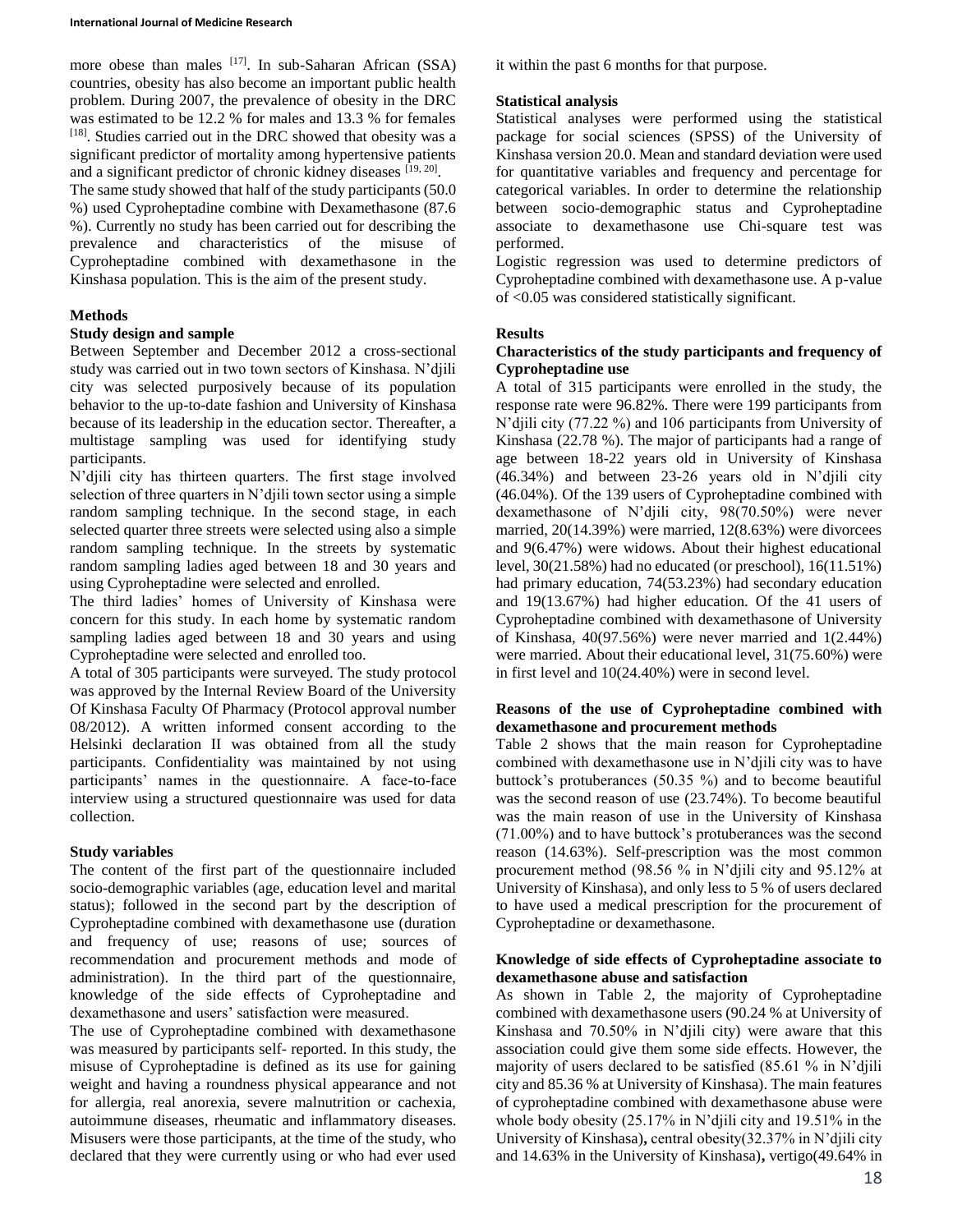more obese than males [17]. In sub-Saharan African (SSA) countries, obesity has also become an important public health problem. During 2007, the prevalence of obesity in the DRC was estimated to be 12.2 % for males and 13.3 % for females [18]. Studies carried out in the DRC showed that obesity was a significant predictor of mortality among hypertensive patients and a significant predictor of chronic kidney diseases [19, 20].

The same study showed that half of the study participants (50.0 %) used Cyproheptadine combine with Dexamethasone (87.6 %). Currently no study has been carried out for describing the prevalence and characteristics of the misuse of Cyproheptadine combined with dexamethasone in the Kinshasa population. This is the aim of the present study.

## Methods

### Study design and sample

Between September and December 2012 a cross-sectional study was carried out in two town sectors of Kinshasa. N'djili city was selected purposively because of its population behavior to the up-to-date fashion and University of Kinshasa because of its leadership in the education sector. Thereafter, a multistage sampling was used for identifying study participants.

N'djili city has thirteen quarters. The first stage involved selection of three quarters in N'djili town sector using a simple random sampling technique. In the second stage, in each selected quarter three streets were selected using also a simple random sampling technique. In the streets by systematic random sampling ladies aged between 18 and 30 years and using Cyproheptadine were selected and enrolled.

The third ladies' homes of University of Kinshasa were concern for this study. In each home by systematic random sampling ladies aged between 18 and 30 years and using Cyproheptadine were selected and enrolled too.

A total of 305 participants were surveyed. The study protocol was approved by the Internal Review Board of the University Of Kinshasa Faculty Of Pharmacy (Protocol approval number 08/2012). A written informed consent according to the Helsinki declaration II was obtained from all the study participants. Confidentiality was maintained by not using participants' names in the questionnaire. A face-to-face interview using a structured questionnaire was used for data collection.

### Study variables

The content of the first part of the questionnaire included socio-demographic variables (age, education level and marital status); followed in the second part by the description of Cyproheptadine combined with dexamethasone use (duration and frequency of use; reasons of use; sources of recommendation and procurement methods and mode of administration). In the third part of the questionnaire, knowledge of the side effects of Cyproheptadine and dexamethasone and users' satisfaction were measured.

The use of Cyproheptadine combined with dexamethasone was measured by participants self- reported. In this study, the misuse of Cyproheptadine is defined as its use for gaining weight and having a roundness physical appearance and not for allergia, real anorexia, severe malnutrition or cachexia, autoimmune diseases, rheumatic and inflammatory diseases. Misusers were those participants, at the time of the study, who declared that they were currently using or who had ever used it within the past 6 months for that purpose.

### Statistical analysis

Statistical analyses were performed using the statistical package for social sciences (SPSS) of the University of Kinshasa version 20.0. Mean and standard deviation were used for quantitative variables and frequency and percentage for categorical variables. In order to determine the relationship between socio-demographic status and Cyproheptadine associate to dexamethasone use Chi-square test was performed.

Logistic regression was used to determine predictors of Cyproheptadine combined with dexamethasone use. A p-value of <0.05 was considered statistically significant.

## Results

### Characteristics of the study participants and frequency of Cyproheptadine use

A total of 315 participants were enrolled in the study, the response rate were 96.82%. There were 199 participants from N'djili city (77.22 %) and 106 participants from University of Kinshasa (22.78 %). The major of participants had a range of age between 18-22 years old in University of Kinshasa (46.34%) and between 23-26 years old in N'djili city (46.04%). Of the 139 users of Cyproheptadine combined with dexamethasone of N'djili city, 98(70.50%) were never married, 20(14.39%) were married, 12(8.63%) were divorcees and 9(6.47%) were widows. About their highest educational level, 30(21.58%) had no educated (or preschool), 16(11.51%) had primary education, 74(53.23%) had secondary education and 19(13.67%) had higher education. Of the 41 users of Cyproheptadine combined with dexamethasone of University of Kinshasa, 40(97.56%) were never married and 1(2.44%) were married. About their educational level, 31(75.60%) were in first level and 10(24.40%) were in second level.

### Reasons of the use of Cyproheptadine combined with dexamethasone and procurement methods

Table 2 shows that the main reason for Cyproheptadine combined with dexamethasone use in N'djili city was to have buttock's protuberances (50.35 %) and to become beautiful was the second reason of use (23.74%). To become beautiful was the main reason of use in the University of Kinshasa (71.00%) and to have buttock's protuberances was the second reason (14.63%). Self-prescription was the most common procurement method (98.56 % in N'djili city and 95.12% at University of Kinshasa), and only less to 5 % of users declared to have used a medical prescription for the procurement of Cyproheptadine or dexamethasone.

### Knowledge of side effects of Cyproheptadine associate to dexamethasone abuse and satisfaction

As shown in Table 2, the majority of Cyproheptadine combined with dexamethasone users (90.24 % at University of Kinshasa and 70.50% in N'djili city) were aware that this association could give them some side effects. However, the majority of users declared to be satisfied (85.61 % in N'djili city and 85.36 % at University of Kinshasa). The main features of cyproheptadine combined with dexamethasone abuse were whole body obesity (25.17% in N'djili city and 19.51% in the University of Kinshasa)**,** central obesity(32.37% in N'djili city and 14.63% in the University of Kinshasa)**,** vertigo(49.64% in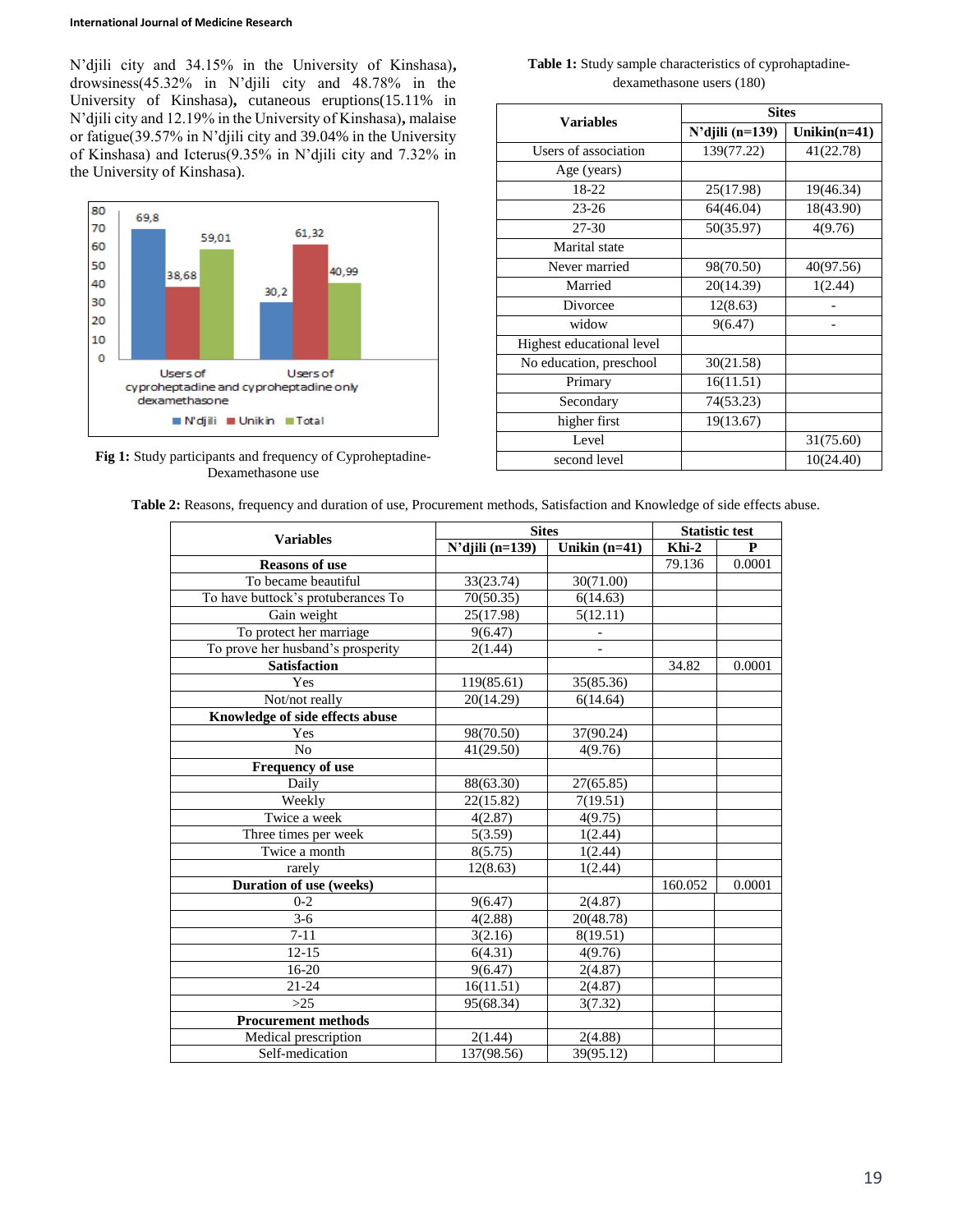N'djili city and 34.15% in the University of Kinshasa), drowsiness(45.32% in N'djili city and 48.78% in the University of Kinshasa), cutaneous eruptions(15.11% in N'djili city and 12.19% in the University of Kinshasa), malaise or fatigue(39.57% in N'djili city and 39.04% in the University of Kinshasa) and Icterus(9.35% in N'djili city and 7.32% in the University of Kinshasa).

**Fig 1:** Study participants and frequency of Cyproheptadine-Dexamethasone use

**Table 1:** Study sample characteristics of cyprohaptadine-dexamethasone users (180)

| Variables | Sites | |
|---|---|---|
| | N'djili (n=139) | Unikin(n=41) |
| Users of association | 139(77.22) | 41(22.78) |
| Age (years) | | |
| 18-22 | 25(17.98) | 19(46.34) |
| 23-26 | 64(46.04) | 18(43.90) |
| 27-30 | 50(35.97) | 4(9.76) |
| Marital state | | |
| Never married | 98(70.50) | 40(97.56) |
| Married | 20(14.39) | 1(2.44) |
| Divorcee | 12(8.63) | - |
| widow | 9(6.47) | - |
| Highest educational level | | |
| No education, preschool | 30(21.58) | |
| Primary | 16(11.51) | |
| Secondary | 74(53.23) | |
| higher first | 19(13.67) | |
| Level | | 31(75.60) |
| second level | | 10(24.40) |

**Table 2:** Reasons, frequency and duration of use, Procurement methods, Satisfaction and Knowledge of side effects abuse.

| Variables | Sites | | Statistic test | |
|---|---|---|---|---|
| | N'djili (n=139) | Unikin (n=41) | Khi-2 | P |
| **Reasons of use** | | | 79.136 | 0.0001 |
| To became beautiful | 33(23.74) | 30(71.00) | | |
| To have buttock's protuberances To | 70(50.35) | 6(14.63) | | |
| Gain weight | 25(17.98) | 5(12.11) | | |
| To protect her marriage | 9(6.47) | - | | |
| To prove her husband's prosperity | 2(1.44) | - | | |
| **Satisfaction** | | | 34.82 | 0.0001 |
| Yes | 119(85.61) | 35(85.36) | | |
| Not/not really | 20(14.29) | 6(14.64) | | |
| **Knowledge of side effects abuse** | | | | |
| Yes | 98(70.50) | 37(90.24) | | |
| No | 41(29.50) | 4(9.76) | | |
| **Frequency of use** | | | | |
| Daily | 88(63.30) | 27(65.85) | | |
| Weekly | 22(15.82) | 7(19.51) | | |
| Twice a week | 4(2.87) | 4(9.75) | | |
| Three times per week | 5(3.59) | 1(2.44) | | |
| Twice a month | 8(5.75) | 1(2.44) | | |
| rarely | 12(8.63) | 1(2.44) | | |
| **Duration of use (weeks)** | | | 160.052 | 0.0001 |
| 0-2 | 9(6.47) | 2(4.87) | | |
| 3-6 | 4(2.88) | 20(48.78) | | |
| 7-11 | 3(2.16) | 8(19.51) | | |
| 12-15 | 6(4.31) | 4(9.76) | | |
| 16-20 | 9(6.47) | 2(4.87) | | |
| 21-24 | 16(11.51) | 2(4.87) | | |
| >25 | 95(68.34) | 3(7.32) | | |
| **Procurement methods** | | | | |
| Medical prescription | 2(1.44) | 2(4.88) | | |
| Self-medication | 137(98.56) | 39(95.12) | | |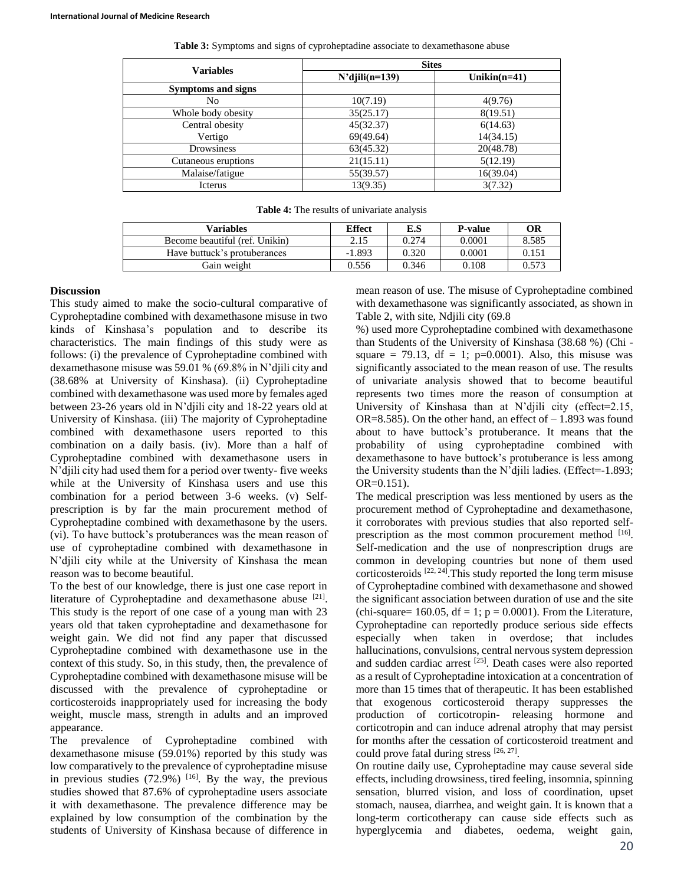**Table 3:** Symptoms and signs of cyproheptadine associate to dexamethasone abuse

| Variables | Sites | |
|---|---|---|
| | N'djili(n=139) | Unikin(n=41) |
| **Symptoms and signs** | | |
| No | 10(7.19) | 4(9.76) |
| Whole body obesity | 35(25.17) | 8(19.51) |
| Central obesity | 45(32.37) | 6(14.63) |
| Vertigo | 69(49.64) | 14(34.15) |
| Drowsiness | 63(45.32) | 20(48.78) |
| Cutaneous eruptions | 21(15.11) | 5(12.19) |
| Malaise/fatigue | 55(39.57) | 16(39.04) |
| Icterus | 13(9.35) | 3(7.32) |

**Table 4:** The results of univariate analysis

| Variables | Effect | E.S | P-value | OR |
|---|---|---|---|---|
| Become beautiful (ref. Unikin) | 2.15 | 0.274 | 0.0001 | 8.585 |
| Have buttuck's protuberances | -1.893 | 0.320 | 0.0001 | 0.151 |
| Gain weight | 0.556 | 0.346 | 0.108 | 0.573 |

## Discussion

This study aimed to make the socio-cultural comparative of Cyproheptadine combined with dexamethasone misuse in two kinds of Kinshasa's population and to describe its characteristics. The main findings of this study were as follows: (i) the prevalence of Cyproheptadine combined with dexamethasone misuse was 59.01 % (69.8% in N'djili city and (38.68% at University of Kinshasa). (ii) Cyproheptadine combined with dexamethasone was used more by females aged between 23-26 years old in N'djili city and 18-22 years old at University of Kinshasa. (iii) The majority of Cyproheptadine combined with dexamethasone users reported to this combination on a daily basis. (iv). More than a half of Cyproheptadine combined with dexamethasone users in N'djili city had used them for a period over twenty- five weeks while at the University of Kinshasa users and use this combination for a period between 3-6 weeks. (v) Self-prescription is by far the main procurement method of Cyproheptadine combined with dexamethasone by the users. (vi). To have buttock's protuberances was the mean reason of use of cyproheptadine combined with dexamethasone in N'djili city while at the University of Kinshasa the mean reason was to become beautiful.

To the best of our knowledge, there is just one case report in literature of Cyproheptadine and dexamethasone abuse [21]. This study is the report of one case of a young man with 23 years old that taken cyproheptadine and dexamethasone for weight gain. We did not find any paper that discussed Cyproheptadine combined with dexamethasone use in the context of this study. So, in this study, then, the prevalence of Cyproheptadine combined with dexamethasone misuse will be discussed with the prevalence of cyproheptadine or corticosteroids inappropriately used for increasing the body weight, muscle mass, strength in adults and an improved appearance.

The prevalence of Cyproheptadine combined with dexamethasone misuse (59.01%) reported by this study was low comparatively to the prevalence of cyproheptadine misuse in previous studies (72.9%) [16]. By the way, the previous studies showed that 87.6% of cyproheptadine users associate it with dexamethasone. The prevalence difference may be explained by low consumption of the combination by the students of University of Kinshasa because of difference in mean reason of use. The misuse of Cyproheptadine combined with dexamethasone was significantly associated, as shown in Table 2, with site, Ndjili city (69.8 %) used more Cyproheptadine combined with dexamethasone than Students of the University of Kinshasa (38.68 %) (Chi - square = 79.13, df = 1; p=0.0001). Also, this misuse was significantly associated to the mean reason of use. The results of univariate analysis showed that to become beautiful represents two times more the reason of consumption at University of Kinshasa than at N'djili city (effect=2.15, OR=8.585). On the other hand, an effect of – 1.893 was found about to have buttock's protuberance. It means that the probability of using cyproheptadine combined with dexamethasone to have buttock's protuberance is less among the University students than the N'djili ladies. (Effect=-1.893; OR=0.151).

The medical prescription was less mentioned by users as the procurement method of Cyproheptadine and dexamethasone, it corroborates with previous studies that also reported self-prescription as the most common procurement method [16]. Self-medication and the use of nonprescription drugs are common in developing countries but none of them used corticosteroids [22, 24].This study reported the long term misuse of Cyproheptadine combined with dexamethasone and showed the significant association between duration of use and the site (chi-square= 160.05, df = 1; p = 0.0001). From the Literature, Cyproheptadine can reportedly produce serious side effects especially when taken in overdose; that includes hallucinations, convulsions, central nervous system depression and sudden cardiac arrest [25]. Death cases were also reported as a result of Cyproheptadine intoxication at a concentration of more than 15 times that of therapeutic. It has been established that exogenous corticosteroid therapy suppresses the production of corticotropin- releasing hormone and corticotropin and can induce adrenal atrophy that may persist for months after the cessation of corticosteroid treatment and could prove fatal during stress [26, 27].

On routine daily use, Cyproheptadine may cause several side effects, including drowsiness, tired feeling, insomnia, spinning sensation, blurred vision, and loss of coordination, upset stomach, nausea, diarrhea, and weight gain. It is known that a long-term corticotherapy can cause side effects such as hyperglycemia and diabetes, oedema, weight gain,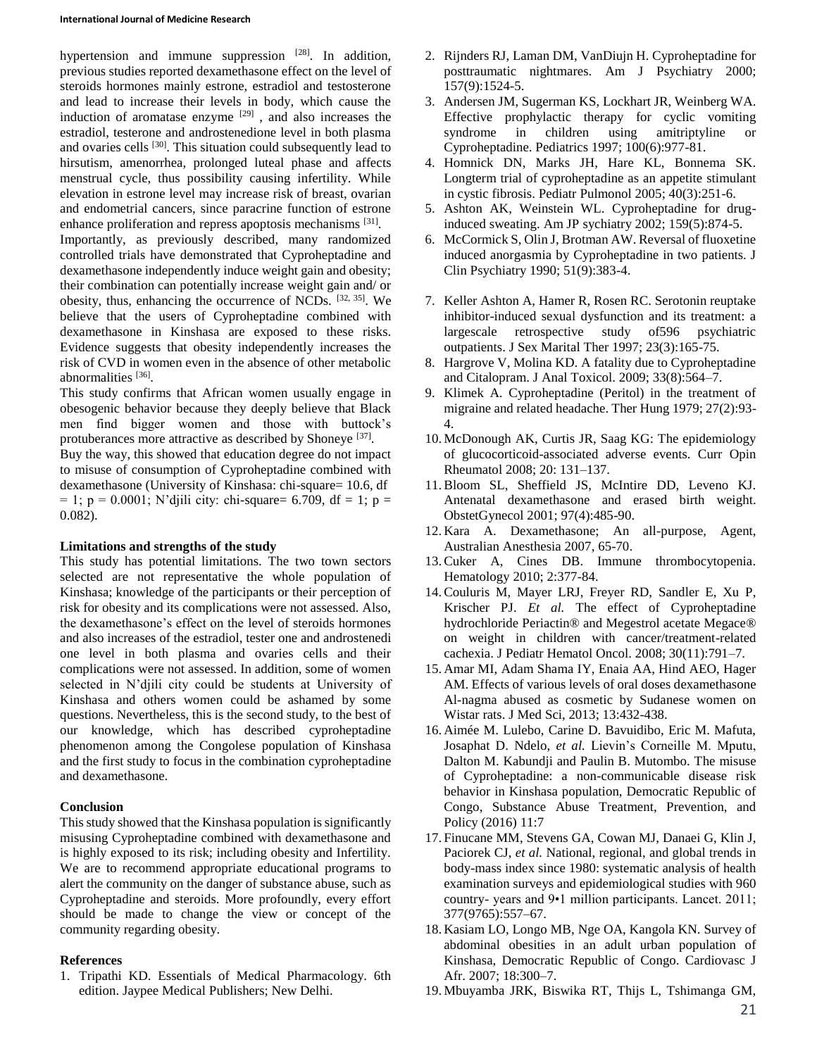hypertension and immune suppression [28]. In addition, previous studies reported dexamethasone effect on the level of steroids hormones mainly estrone, estradiol and testosterone and lead to increase their levels in body, which cause the induction of aromatase enzyme [29] , and also increases the estradiol, testerone and androstenedione level in both plasma and ovaries cells [30]. This situation could subsequently lead to hirsutism, amenorrhea, prolonged luteal phase and affects menstrual cycle, thus possibility causing infertility. While elevation in estrone level may increase risk of breast, ovarian and endometrial cancers, since paracrine function of estrone enhance proliferation and repress apoptosis mechanisms [31].

Importantly, as previously described, many randomized controlled trials have demonstrated that Cyproheptadine and dexamethasone independently induce weight gain and obesity; their combination can potentially increase weight gain and/ or obesity, thus, enhancing the occurrence of NCDs. [32, 35]. We believe that the users of Cyproheptadine combined with dexamethasone in Kinshasa are exposed to these risks. Evidence suggests that obesity independently increases the risk of CVD in women even in the absence of other metabolic abnormalities [36].

This study confirms that African women usually engage in obesogenic behavior because they deeply believe that Black men find bigger women and those with buttock's protuberances more attractive as described by Shoneye [37].

Buy the way, this showed that education degree do not impact to misuse of consumption of Cyproheptadine combined with dexamethasone (University of Kinshasa: chi-square= 10.6, df = 1; p = 0.0001; N'djili city: chi-square= 6.709, df = 1; p = 0.082).

**Limitations and strengths of the study**

This study has potential limitations. The two town sectors selected are not representative the whole population of Kinshasa; knowledge of the participants or their perception of risk for obesity and its complications were not assessed. Also, the dexamethasone's effect on the level of steroids hormones and also increases of the estradiol, tester one and androstenedi one level in both plasma and ovaries cells and their complications were not assessed. In addition, some of women selected in N'djili city could be students at University of Kinshasa and others women could be ashamed by some questions. Nevertheless, this is the second study, to the best of our knowledge, which has described cyproheptadine phenomenon among the Congolese population of Kinshasa and the first study to focus in the combination cyproheptadine and dexamethasone.

**Conclusion**

This study showed that the Kinshasa population is significantly misusing Cyproheptadine combined with dexamethasone and is highly exposed to its risk; including obesity and Infertility. We are to recommend appropriate educational programs to alert the community on the danger of substance abuse, such as Cyproheptadine and steroids. More profoundly, every effort should be made to change the view or concept of the community regarding obesity.

**References**

1. Tripathi KD. Essentials of Medical Pharmacology. 6th edition. Jaypee Medical Publishers; New Delhi.
2. Rijnders RJ, Laman DM, VanDiujn H. Cyproheptadine for posttraumatic nightmares. Am J Psychiatry 2000; 157(9):1524-5.
3. Andersen JM, Sugerman KS, Lockhart JR, Weinberg WA. Effective prophylactic therapy for cyclic vomiting syndrome in children using amitriptyline or Cyproheptadine. Pediatrics 1997; 100(6):977-81.
4. Homnick DN, Marks JH, Hare KL, Bonnema SK. Longterm trial of cyproheptadine as an appetite stimulant in cystic fibrosis. Pediatr Pulmonol 2005; 40(3):251-6.
5. Ashton AK, Weinstein WL. Cyproheptadine for drug-induced sweating. Am JP sychiatry 2002; 159(5):874-5.
6. McCormick S, Olin J, Brotman AW. Reversal of fluoxetine induced anorgasmia by Cyproheptadine in two patients. J Clin Psychiatry 1990; 51(9):383-4.
7. Keller Ashton A, Hamer R, Rosen RC. Serotonin reuptake inhibitor-induced sexual dysfunction and its treatment: a largescale retrospective study of596 psychiatric outpatients. J Sex Marital Ther 1997; 23(3):165-75.
8. Hargrove V, Molina KD. A fatality due to Cyproheptadine and Citalopram. J Anal Toxicol. 2009; 33(8):564–7.
9. Klimek A. Cyproheptadine (Peritol) in the treatment of migraine and related headache. Ther Hung 1979; 27(2):93-4.
10. McDonough AK, Curtis JR, Saag KG: The epidemiology of glucocorticoid-associated adverse events. Curr Opin Rheumatol 2008; 20: 131–137.
11. Bloom SL, Sheffield JS, McIntire DD, Leveno KJ. Antenatal dexamethasone and erased birth weight. ObstetGynecol 2001; 97(4):485-90.
12. Kara A. Dexamethasone; An all-purpose, Agent, Australian Anesthesia 2007, 65-70.
13. Cuker A, Cines DB. Immune thrombocytopenia. Hematology 2010; 2:377-84.
14. Couluris M, Mayer LRJ, Freyer RD, Sandler E, Xu P, Krischer PJ. *Et al.* The effect of Cyproheptadine hydrochloride Periactin® and Megestrol acetate Megace® on weight in children with cancer/treatment-related cachexia. J Pediatr Hematol Oncol. 2008; 30(11):791–7.
15. Amar MI, Adam Shama IY, Enaia AA, Hind AEO, Hager AM. Effects of various levels of oral doses dexamethasone Al-nagma abused as cosmetic by Sudanese women on Wistar rats. J Med Sci, 2013; 13:432-438.
16. Aimée M. Lulebo, Carine D. Bavuidibo, Eric M. Mafuta, Josaphat D. Ndelo, *et al.* Lievin's Corneille M. Mputu, Dalton M. Kabundji and Paulin B. Mutombo. The misuse of Cyproheptadine: a non-communicable disease risk behavior in Kinshasa population, Democratic Republic of Congo, Substance Abuse Treatment, Prevention, and Policy (2016) 11:7
17. Finucane MM, Stevens GA, Cowan MJ, Danaei G, Klin J, Paciorek CJ, *et al.* National, regional, and global trends in body-mass index since 1980: systematic analysis of health examination surveys and epidemiological studies with 960 country- years and 9•1 million participants. Lancet. 2011; 377(9765):557–67.
18. Kasiam LO, Longo MB, Nge OA, Kangola KN. Survey of abdominal obesities in an adult urban population of Kinshasa, Democratic Republic of Congo. Cardiovasc J Afr. 2007; 18:300–7.
19. Mbuyamba JRK, Biswika RT, Thijs L, Tshimanga GM,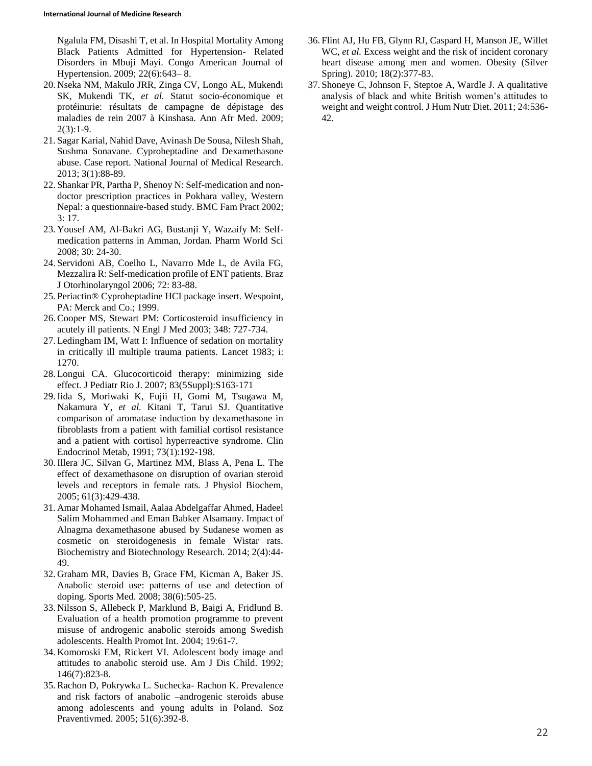Ngalula FM, Disashi T, et al. In Hospital Mortality Among Black Patients Admitted for Hypertension- Related Disorders in Mbuji Mayi. Congo American Journal of Hypertension. 2009; 22(6):643– 8.

20. Nseka NM, Makulo JRR, Zinga CV, Longo AL, Mukendi SK, Mukendi TK, *et al.* Statut socio-économique et protéinurie: résultats de campagne de dépistage des maladies de rein 2007 à Kinshasa. Ann Afr Med. 2009; 2(3):1-9.
21. Sagar Karial, Nahid Dave, Avinash De Sousa, Nilesh Shah, Sushma Sonavane. Cyproheptadine and Dexamethasone abuse. Case report. National Journal of Medical Research. 2013; 3(1):88-89.
22. Shankar PR, Partha P, Shenoy N: Self-medication and non-doctor prescription practices in Pokhara valley, Western Nepal: a questionnaire-based study. BMC Fam Pract 2002; 3: 17.
23. Yousef AM, Al-Bakri AG, Bustanji Y, Wazaify M: Self-medication patterns in Amman, Jordan. Pharm World Sci 2008; 30: 24-30.
24. Servidoni AB, Coelho L, Navarro Mde L, de Avila FG, Mezzalira R: Self-medication profile of ENT patients. Braz J Otorhinolaryngol 2006; 72: 83-88.
25. Periactin® Cyproheptadine HCI package insert. Wespoint, PA: Merck and Co.; 1999.
26. Cooper MS, Stewart PM: Corticosteroid insufficiency in acutely ill patients. N Engl J Med 2003; 348: 727-734.
27. Ledingham IM, Watt I: Influence of sedation on mortality in critically ill multiple trauma patients. Lancet 1983; i: 1270.
28. Longui CA. Glucocorticoid therapy: minimizing side effect. J Pediatr Rio J. 2007; 83(5Suppl):S163-171
29. Iida S, Moriwaki K, Fujii H, Gomi M, Tsugawa M, Nakamura Y, *et al.* Kitani T, Tarui SJ. Quantitative comparison of aromatase induction by dexamethasone in fibroblasts from a patient with familial cortisol resistance and a patient with cortisol hyperreactive syndrome. Clin Endocrinol Metab, 1991; 73(1):192-198.
30. Illera JC, Silvan G, Martinez MM, Blass A, Pena L. The effect of dexamethasone on disruption of ovarian steroid levels and receptors in female rats. J Physiol Biochem, 2005; 61(3):429-438.
31. Amar Mohamed Ismail, Aalaa Abdelgaffar Ahmed, Hadeel Salim Mohammed and Eman Babker Alsamany. Impact of Alnagma dexamethasone abused by Sudanese women as cosmetic on steroidogenesis in female Wistar rats. Biochemistry and Biotechnology Research. 2014; 2(4):44-49.
32. Graham MR, Davies B, Grace FM, Kicman A, Baker JS. Anabolic steroid use: patterns of use and detection of doping. Sports Med. 2008; 38(6):505-25.
33. Nilsson S, Allebeck P, Marklund B, Baigi A, Fridlund B. Evaluation of a health promotion programme to prevent misuse of androgenic anabolic steroids among Swedish adolescents. Health Promot Int. 2004; 19:61-7.
34. Komoroski EM, Rickert VI. Adolescent body image and attitudes to anabolic steroid use. Am J Dis Child. 1992; 146(7):823-8.
35. Rachon D, Pokrywka L. Suchecka- Rachon K. Prevalence and risk factors of anabolic –androgenic steroids abuse among adolescents and young adults in Poland. Soz Praventivmed. 2005; 51(6):392-8.
36. Flint AJ, Hu FB, Glynn RJ, Caspard H, Manson JE, Willet WC, *et al.* Excess weight and the risk of incident coronary heart disease among men and women. Obesity (Silver Spring). 2010; 18(2):377-83.
37. Shoneye C, Johnson F, Steptoe A, Wardle J. A qualitative analysis of black and white British women's attitudes to weight and weight control. J Hum Nutr Diet. 2011; 24:536-42.